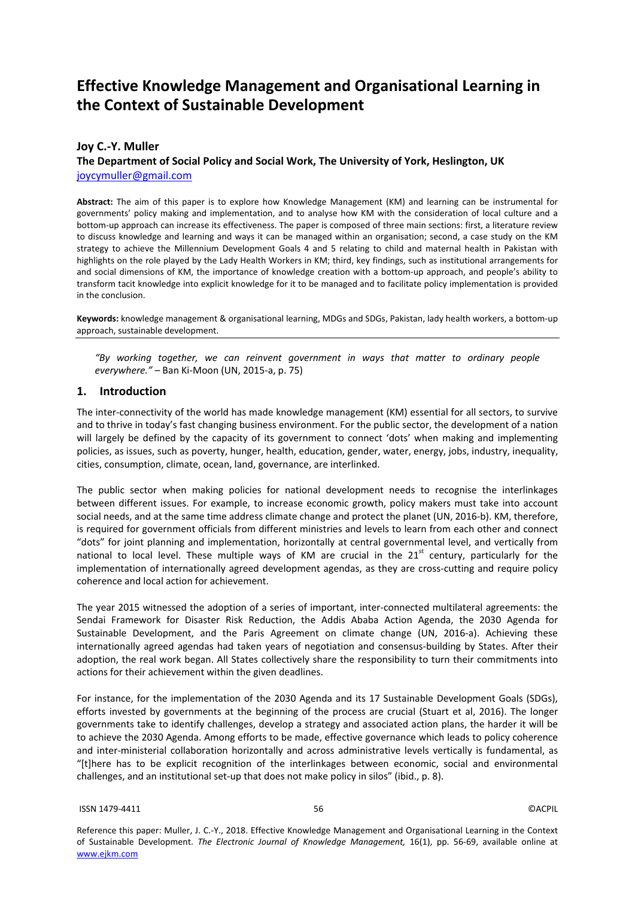# Effective Knowledge Management and Organisational Learning in the Context of Sustainable Development

**Joy C.-Y. Muller**
**The Department of Social Policy and Social Work, The University of York, Heslington, UK**
joycymuller@gmail.com

**Abstract:** The aim of this paper is to explore how Knowledge Management (KM) and learning can be instrumental for governments' policy making and implementation, and to analyse how KM with the consideration of local culture and a bottom-up approach can increase its effectiveness. The paper is composed of three main sections: first, a literature review to discuss knowledge and learning and ways it can be managed within an organisation; second, a case study on the KM strategy to achieve the Millennium Development Goals 4 and 5 relating to child and maternal health in Pakistan with highlights on the role played by the Lady Health Workers in KM; third, key findings, such as institutional arrangements for and social dimensions of KM, the importance of knowledge creation with a bottom-up approach, and people's ability to transform tacit knowledge into explicit knowledge for it to be managed and to facilitate policy implementation is provided in the conclusion.

**Keywords:** knowledge management & organisational learning, MDGs and SDGs, Pakistan, lady health workers, a bottom-up approach, sustainable development.

> *"By working together, we can reinvent government in ways that matter to ordinary people everywhere."* – Ban Ki-Moon (UN, 2015-a, p. 75)

## 1. Introduction

The inter-connectivity of the world has made knowledge management (KM) essential for all sectors, to survive and to thrive in today's fast changing business environment. For the public sector, the development of a nation will largely be defined by the capacity of its government to connect 'dots' when making and implementing policies, as issues, such as poverty, hunger, health, education, gender, water, energy, jobs, industry, inequality, cities, consumption, climate, ocean, land, governance, are interlinked.

The public sector when making policies for national development needs to recognise the interlinkages between different issues. For example, to increase economic growth, policy makers must take into account social needs, and at the same time address climate change and protect the planet (UN, 2016-b). KM, therefore, is required for government officials from different ministries and levels to learn from each other and connect "dots" for joint planning and implementation, horizontally at central governmental level, and vertically from national to local level. These multiple ways of KM are crucial in the 21st century, particularly for the implementation of internationally agreed development agendas, as they are cross-cutting and require policy coherence and local action for achievement.

The year 2015 witnessed the adoption of a series of important, inter-connected multilateral agreements: the Sendai Framework for Disaster Risk Reduction, the Addis Ababa Action Agenda, the 2030 Agenda for Sustainable Development, and the Paris Agreement on climate change (UN, 2016-a). Achieving these internationally agreed agendas had taken years of negotiation and consensus-building by States. After their adoption, the real work began. All States collectively share the responsibility to turn their commitments into actions for their achievement within the given deadlines.

For instance, for the implementation of the 2030 Agenda and its 17 Sustainable Development Goals (SDGs), efforts invested by governments at the beginning of the process are crucial (Stuart et al, 2016). The longer governments take to identify challenges, develop a strategy and associated action plans, the harder it will be to achieve the 2030 Agenda. Among efforts to be made, effective governance which leads to policy coherence and inter-ministerial collaboration horizontally and across administrative levels vertically is fundamental, as "[t]here has to be explicit recognition of the interlinkages between economic, social and environmental challenges, and an institutional set-up that does not make policy in silos" (ibid., p. 8).

Reference this paper: Muller, J. C.-Y., 2018. Effective Knowledge Management and Organisational Learning in the Context of Sustainable Development. *The Electronic Journal of Knowledge Management,* 16(1), pp. 56-69, available online at www.ejkm.com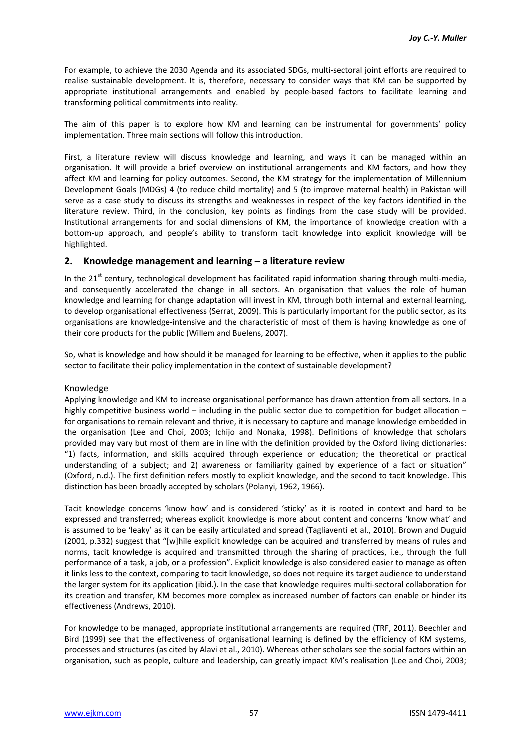For example, to achieve the 2030 Agenda and its associated SDGs, multi-sectoral joint efforts are required to realise sustainable development. It is, therefore, necessary to consider ways that KM can be supported by appropriate institutional arrangements and enabled by people-based factors to facilitate learning and transforming political commitments into reality.

The aim of this paper is to explore how KM and learning can be instrumental for governments' policy implementation. Three main sections will follow this introduction.

First, a literature review will discuss knowledge and learning, and ways it can be managed within an organisation. It will provide a brief overview on institutional arrangements and KM factors, and how they affect KM and learning for policy outcomes. Second, the KM strategy for the implementation of Millennium Development Goals (MDGs) 4 (to reduce child mortality) and 5 (to improve maternal health) in Pakistan will serve as a case study to discuss its strengths and weaknesses in respect of the key factors identified in the literature review. Third, in the conclusion, key points as findings from the case study will be provided. Institutional arrangements for and social dimensions of KM, the importance of knowledge creation with a bottom-up approach, and people's ability to transform tacit knowledge into explicit knowledge will be highlighted.

## 2. Knowledge management and learning – a literature review

In the 21st century, technological development has facilitated rapid information sharing through multi-media, and consequently accelerated the change in all sectors. An organisation that values the role of human knowledge and learning for change adaptation will invest in KM, through both internal and external learning, to develop organisational effectiveness (Serrat, 2009). This is particularly important for the public sector, as its organisations are knowledge-intensive and the characteristic of most of them is having knowledge as one of their core products for the public (Willem and Buelens, 2007).

So, what is knowledge and how should it be managed for learning to be effective, when it applies to the public sector to facilitate their policy implementation in the context of sustainable development?

### Knowledge

Applying knowledge and KM to increase organisational performance has drawn attention from all sectors. In a highly competitive business world – including in the public sector due to competition for budget allocation – for organisations to remain relevant and thrive, it is necessary to capture and manage knowledge embedded in the organisation (Lee and Choi, 2003; Ichijo and Nonaka, 1998). Definitions of knowledge that scholars provided may vary but most of them are in line with the definition provided by the Oxford living dictionaries: "1) facts, information, and skills acquired through experience or education; the theoretical or practical understanding of a subject; and 2) awareness or familiarity gained by experience of a fact or situation" (Oxford, n.d.). The first definition refers mostly to explicit knowledge, and the second to tacit knowledge. This distinction has been broadly accepted by scholars (Polanyi, 1962, 1966).

Tacit knowledge concerns 'know how' and is considered 'sticky' as it is rooted in context and hard to be expressed and transferred; whereas explicit knowledge is more about content and concerns 'know what' and is assumed to be 'leaky' as it can be easily articulated and spread (Tagliaventi et al., 2010). Brown and Duguid (2001, p.332) suggest that "[w]hile explicit knowledge can be acquired and transferred by means of rules and norms, tacit knowledge is acquired and transmitted through the sharing of practices, i.e., through the full performance of a task, a job, or a profession". Explicit knowledge is also considered easier to manage as often it links less to the context, comparing to tacit knowledge, so does not require its target audience to understand the larger system for its application (ibid.). In the case that knowledge requires multi-sectoral collaboration for its creation and transfer, KM becomes more complex as increased number of factors can enable or hinder its effectiveness (Andrews, 2010).

For knowledge to be managed, appropriate institutional arrangements are required (TRF, 2011). Beechler and Bird (1999) see that the effectiveness of organisational learning is defined by the efficiency of KM systems, processes and structures (as cited by Alavi et al., 2010). Whereas other scholars see the social factors within an organisation, such as people, culture and leadership, can greatly impact KM's realisation (Lee and Choi, 2003;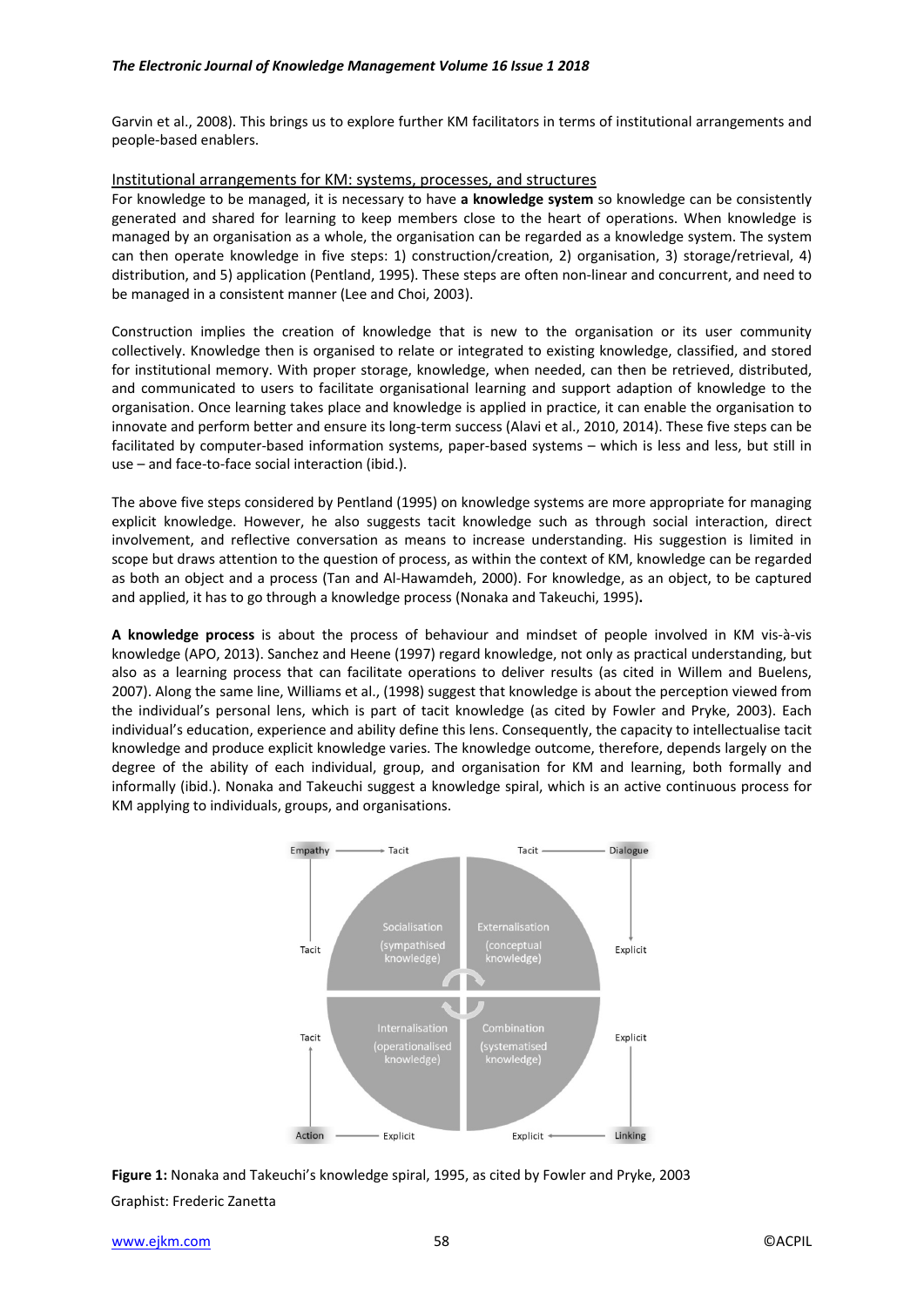Garvin et al., 2008). This brings us to explore further KM facilitators in terms of institutional arrangements and people-based enablers.

## Institutional arrangements for KM: systems, processes, and structures

For knowledge to be managed, it is necessary to have **a knowledge system** so knowledge can be consistently generated and shared for learning to keep members close to the heart of operations. When knowledge is managed by an organisation as a whole, the organisation can be regarded as a knowledge system. The system can then operate knowledge in five steps: 1) construction/creation, 2) organisation, 3) storage/retrieval, 4) distribution, and 5) application (Pentland, 1995). These steps are often non-linear and concurrent, and need to be managed in a consistent manner (Lee and Choi, 2003).

Construction implies the creation of knowledge that is new to the organisation or its user community collectively. Knowledge then is organised to relate or integrated to existing knowledge, classified, and stored for institutional memory. With proper storage, knowledge, when needed, can then be retrieved, distributed, and communicated to users to facilitate organisational learning and support adaption of knowledge to the organisation. Once learning takes place and knowledge is applied in practice, it can enable the organisation to innovate and perform better and ensure its long-term success (Alavi et al., 2010, 2014). These five steps can be facilitated by computer-based information systems, paper-based systems – which is less and less, but still in use – and face-to-face social interaction (ibid.).

The above five steps considered by Pentland (1995) on knowledge systems are more appropriate for managing explicit knowledge. However, he also suggests tacit knowledge such as through social interaction, direct involvement, and reflective conversation as means to increase understanding. His suggestion is limited in scope but draws attention to the question of process, as within the context of KM, knowledge can be regarded as both an object and a process (Tan and Al-Hawamdeh, 2000). For knowledge, as an object, to be captured and applied, it has to go through a knowledge process (Nonaka and Takeuchi, 1995).

**A knowledge process** is about the process of behaviour and mindset of people involved in KM vis-à-vis knowledge (APO, 2013). Sanchez and Heene (1997) regard knowledge, not only as practical understanding, but also as a learning process that can facilitate operations to deliver results (as cited in Willem and Buelens, 2007). Along the same line, Williams et al., (1998) suggest that knowledge is about the perception viewed from the individual's personal lens, which is part of tacit knowledge (as cited by Fowler and Pryke, 2003). Each individual's education, experience and ability define this lens. Consequently, the capacity to intellectualise tacit knowledge and produce explicit knowledge varies. The knowledge outcome, therefore, depends largely on the degree of the ability of each individual, group, and organisation for KM and learning, both formally and informally (ibid.). Nonaka and Takeuchi suggest a knowledge spiral, which is an active continuous process for KM applying to individuals, groups, and organisations.

**Figure 1:** Nonaka and Takeuchi's knowledge spiral, 1995, as cited by Fowler and Pryke, 2003

Graphist: Frederic Zanetta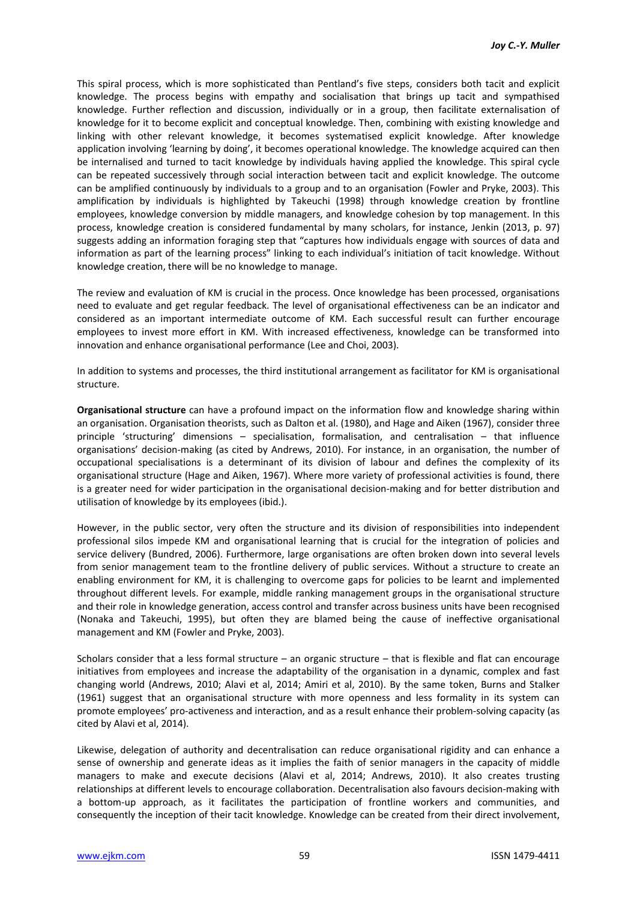This spiral process, which is more sophisticated than Pentland's five steps, considers both tacit and explicit knowledge. The process begins with empathy and socialisation that brings up tacit and sympathised knowledge. Further reflection and discussion, individually or in a group, then facilitate externalisation of knowledge for it to become explicit and conceptual knowledge. Then, combining with existing knowledge and linking with other relevant knowledge, it becomes systematised explicit knowledge. After knowledge application involving 'learning by doing', it becomes operational knowledge. The knowledge acquired can then be internalised and turned to tacit knowledge by individuals having applied the knowledge. This spiral cycle can be repeated successively through social interaction between tacit and explicit knowledge. The outcome can be amplified continuously by individuals to a group and to an organisation (Fowler and Pryke, 2003). This amplification by individuals is highlighted by Takeuchi (1998) through knowledge creation by frontline employees, knowledge conversion by middle managers, and knowledge cohesion by top management. In this process, knowledge creation is considered fundamental by many scholars, for instance, Jenkin (2013, p. 97) suggests adding an information foraging step that "captures how individuals engage with sources of data and information as part of the learning process" linking to each individual's initiation of tacit knowledge. Without knowledge creation, there will be no knowledge to manage.

The review and evaluation of KM is crucial in the process. Once knowledge has been processed, organisations need to evaluate and get regular feedback. The level of organisational effectiveness can be an indicator and considered as an important intermediate outcome of KM. Each successful result can further encourage employees to invest more effort in KM. With increased effectiveness, knowledge can be transformed into innovation and enhance organisational performance (Lee and Choi, 2003).

In addition to systems and processes, the third institutional arrangement as facilitator for KM is organisational structure.

**Organisational structure** can have a profound impact on the information flow and knowledge sharing within an organisation. Organisation theorists, such as Dalton et al. (1980), and Hage and Aiken (1967), consider three principle 'structuring' dimensions – specialisation, formalisation, and centralisation – that influence organisations' decision-making (as cited by Andrews, 2010). For instance, in an organisation, the number of occupational specialisations is a determinant of its division of labour and defines the complexity of its organisational structure (Hage and Aiken, 1967). Where more variety of professional activities is found, there is a greater need for wider participation in the organisational decision-making and for better distribution and utilisation of knowledge by its employees (ibid.).

However, in the public sector, very often the structure and its division of responsibilities into independent professional silos impede KM and organisational learning that is crucial for the integration of policies and service delivery (Bundred, 2006). Furthermore, large organisations are often broken down into several levels from senior management team to the frontline delivery of public services. Without a structure to create an enabling environment for KM, it is challenging to overcome gaps for policies to be learnt and implemented throughout different levels. For example, middle ranking management groups in the organisational structure and their role in knowledge generation, access control and transfer across business units have been recognised (Nonaka and Takeuchi, 1995), but often they are blamed being the cause of ineffective organisational management and KM (Fowler and Pryke, 2003).

Scholars consider that a less formal structure – an organic structure – that is flexible and flat can encourage initiatives from employees and increase the adaptability of the organisation in a dynamic, complex and fast changing world (Andrews, 2010; Alavi et al, 2014; Amiri et al, 2010). By the same token, Burns and Stalker (1961) suggest that an organisational structure with more openness and less formality in its system can promote employees' pro-activeness and interaction, and as a result enhance their problem-solving capacity (as cited by Alavi et al, 2014).

Likewise, delegation of authority and decentralisation can reduce organisational rigidity and can enhance a sense of ownership and generate ideas as it implies the faith of senior managers in the capacity of middle managers to make and execute decisions (Alavi et al, 2014; Andrews, 2010). It also creates trusting relationships at different levels to encourage collaboration. Decentralisation also favours decision-making with a bottom-up approach, as it facilitates the participation of frontline workers and communities, and consequently the inception of their tacit knowledge. Knowledge can be created from their direct involvement,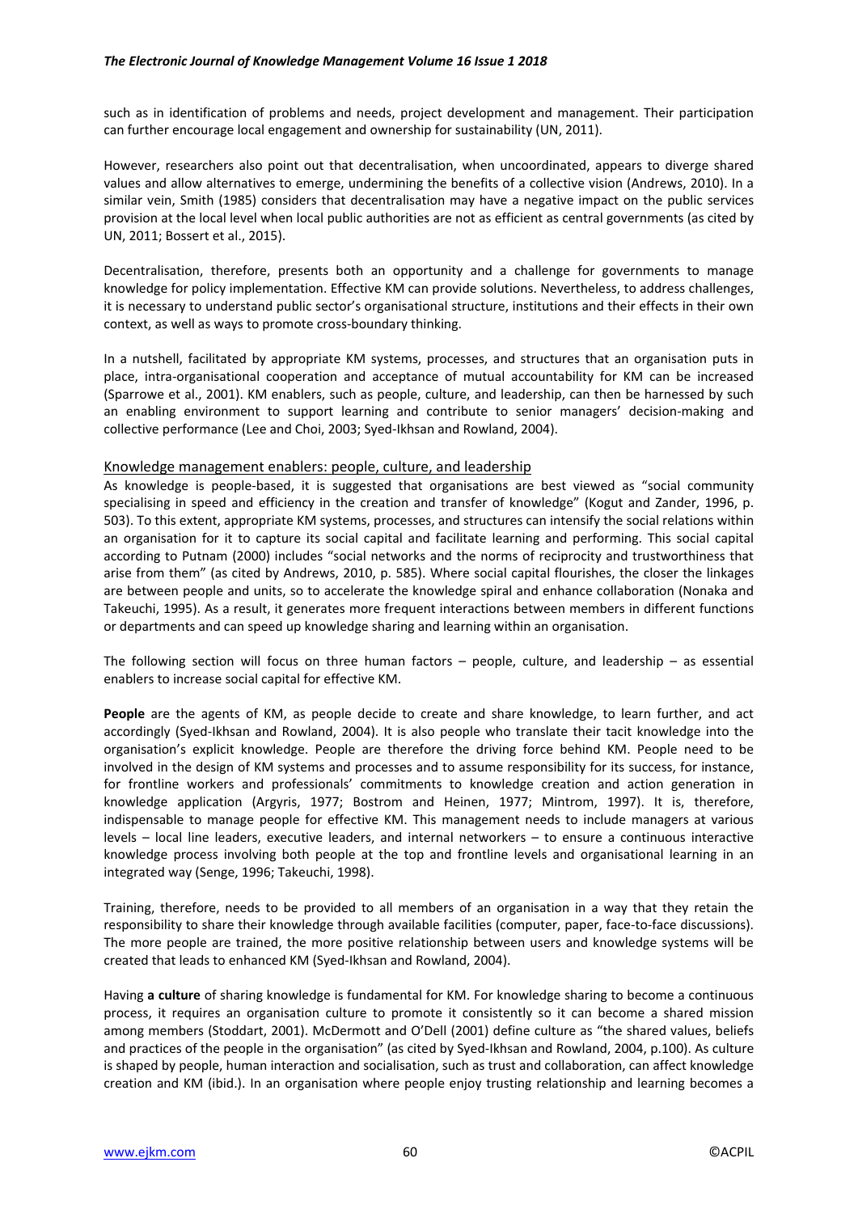such as in identification of problems and needs, project development and management. Their participation can further encourage local engagement and ownership for sustainability (UN, 2011).

However, researchers also point out that decentralisation, when uncoordinated, appears to diverge shared values and allow alternatives to emerge, undermining the benefits of a collective vision (Andrews, 2010). In a similar vein, Smith (1985) considers that decentralisation may have a negative impact on the public services provision at the local level when local public authorities are not as efficient as central governments (as cited by UN, 2011; Bossert et al., 2015).

Decentralisation, therefore, presents both an opportunity and a challenge for governments to manage knowledge for policy implementation. Effective KM can provide solutions. Nevertheless, to address challenges, it is necessary to understand public sector's organisational structure, institutions and their effects in their own context, as well as ways to promote cross-boundary thinking.

In a nutshell, facilitated by appropriate KM systems, processes, and structures that an organisation puts in place, intra-organisational cooperation and acceptance of mutual accountability for KM can be increased (Sparrowe et al., 2001). KM enablers, such as people, culture, and leadership, can then be harnessed by such an enabling environment to support learning and contribute to senior managers' decision-making and collective performance (Lee and Choi, 2003; Syed-Ikhsan and Rowland, 2004).

## Knowledge management enablers: people, culture, and leadership

As knowledge is people-based, it is suggested that organisations are best viewed as "social community specialising in speed and efficiency in the creation and transfer of knowledge" (Kogut and Zander, 1996, p. 503). To this extent, appropriate KM systems, processes, and structures can intensify the social relations within an organisation for it to capture its social capital and facilitate learning and performing. This social capital according to Putnam (2000) includes "social networks and the norms of reciprocity and trustworthiness that arise from them" (as cited by Andrews, 2010, p. 585). Where social capital flourishes, the closer the linkages are between people and units, so to accelerate the knowledge spiral and enhance collaboration (Nonaka and Takeuchi, 1995). As a result, it generates more frequent interactions between members in different functions or departments and can speed up knowledge sharing and learning within an organisation.

The following section will focus on three human factors – people, culture, and leadership – as essential enablers to increase social capital for effective KM.

**People** are the agents of KM, as people decide to create and share knowledge, to learn further, and act accordingly (Syed-Ikhsan and Rowland, 2004). It is also people who translate their tacit knowledge into the organisation's explicit knowledge. People are therefore the driving force behind KM. People need to be involved in the design of KM systems and processes and to assume responsibility for its success, for instance, for frontline workers and professionals' commitments to knowledge creation and action generation in knowledge application (Argyris, 1977; Bostrom and Heinen, 1977; Mintrom, 1997). It is, therefore, indispensable to manage people for effective KM. This management needs to include managers at various levels – local line leaders, executive leaders, and internal networkers – to ensure a continuous interactive knowledge process involving both people at the top and frontline levels and organisational learning in an integrated way (Senge, 1996; Takeuchi, 1998).

Training, therefore, needs to be provided to all members of an organisation in a way that they retain the responsibility to share their knowledge through available facilities (computer, paper, face-to-face discussions). The more people are trained, the more positive relationship between users and knowledge systems will be created that leads to enhanced KM (Syed-Ikhsan and Rowland, 2004).

Having **a culture** of sharing knowledge is fundamental for KM. For knowledge sharing to become a continuous process, it requires an organisation culture to promote it consistently so it can become a shared mission among members (Stoddart, 2001). McDermott and O'Dell (2001) define culture as "the shared values, beliefs and practices of the people in the organisation" (as cited by Syed-Ikhsan and Rowland, 2004, p.100). As culture is shaped by people, human interaction and socialisation, such as trust and collaboration, can affect knowledge creation and KM (ibid.). In an organisation where people enjoy trusting relationship and learning becomes a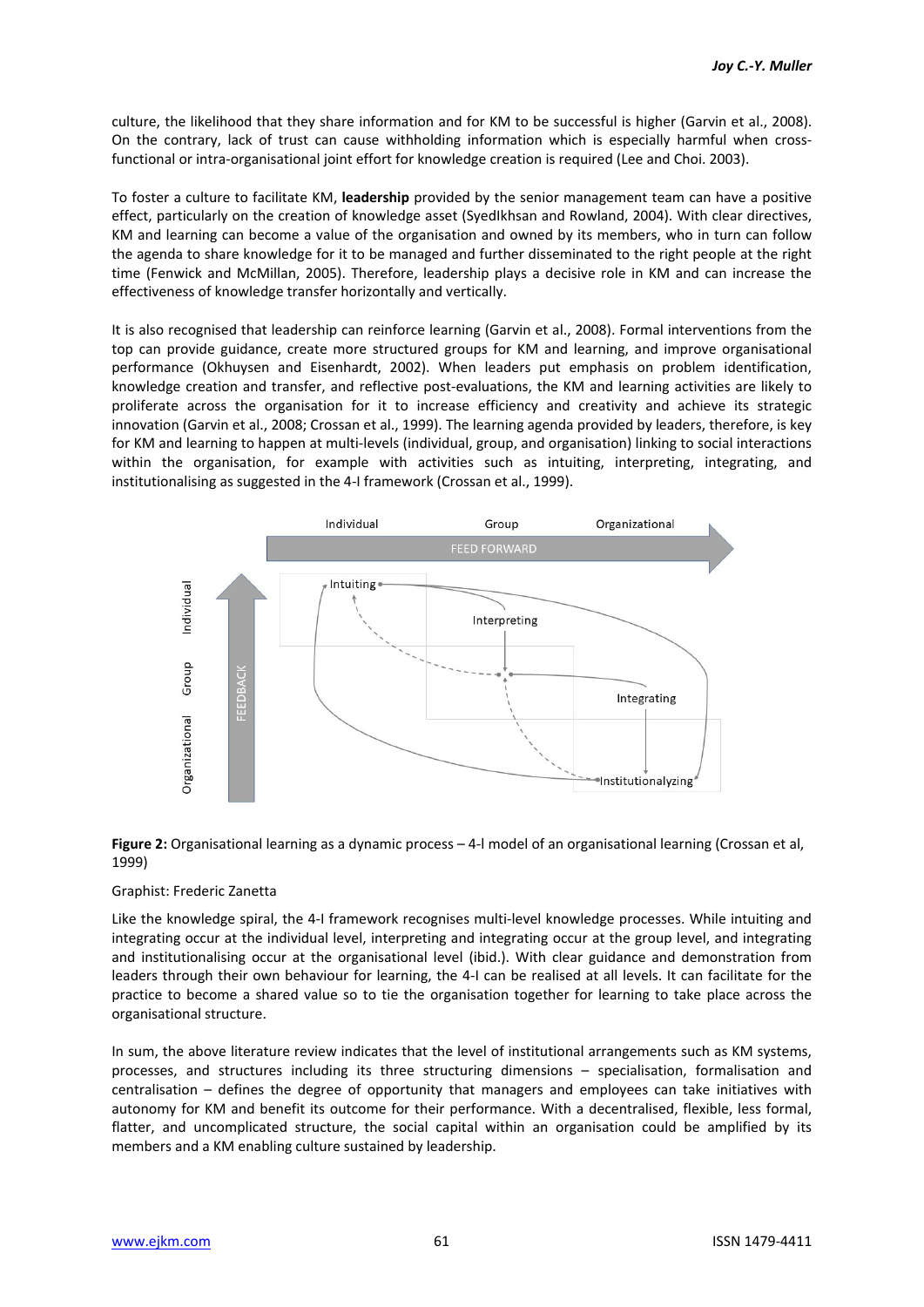culture, the likelihood that they share information and for KM to be successful is higher (Garvin et al., 2008). On the contrary, lack of trust can cause withholding information which is especially harmful when cross-functional or intra-organisational joint effort for knowledge creation is required (Lee and Choi. 2003).

To foster a culture to facilitate KM, **leadership** provided by the senior management team can have a positive effect, particularly on the creation of knowledge asset (SyedIkhsan and Rowland, 2004). With clear directives, KM and learning can become a value of the organisation and owned by its members, who in turn can follow the agenda to share knowledge for it to be managed and further disseminated to the right people at the right time (Fenwick and McMillan, 2005). Therefore, leadership plays a decisive role in KM and can increase the effectiveness of knowledge transfer horizontally and vertically.

It is also recognised that leadership can reinforce learning (Garvin et al., 2008). Formal interventions from the top can provide guidance, create more structured groups for KM and learning, and improve organisational performance (Okhuysen and Eisenhardt, 2002). When leaders put emphasis on problem identification, knowledge creation and transfer, and reflective post-evaluations, the KM and learning activities are likely to proliferate across the organisation for it to increase efficiency and creativity and achieve its strategic innovation (Garvin et al., 2008; Crossan et al., 1999). The learning agenda provided by leaders, therefore, is key for KM and learning to happen at multi-levels (individual, group, and organisation) linking to social interactions within the organisation, for example with activities such as intuiting, interpreting, integrating, and institutionalising as suggested in the 4-I framework (Crossan et al., 1999).

**Figure 2:** Organisational learning as a dynamic process – 4-I model of an organisational learning (Crossan et al, 1999)

Graphist: Frederic Zanetta

Like the knowledge spiral, the 4-I framework recognises multi-level knowledge processes. While intuiting and integrating occur at the individual level, interpreting and integrating occur at the group level, and integrating and institutionalising occur at the organisational level (ibid.). With clear guidance and demonstration from leaders through their own behaviour for learning, the 4-I can be realised at all levels. It can facilitate for the practice to become a shared value so to tie the organisation together for learning to take place across the organisational structure.

In sum, the above literature review indicates that the level of institutional arrangements such as KM systems, processes, and structures including its three structuring dimensions – specialisation, formalisation and centralisation – defines the degree of opportunity that managers and employees can take initiatives with autonomy for KM and benefit its outcome for their performance. With a decentralised, flexible, less formal, flatter, and uncomplicated structure, the social capital within an organisation could be amplified by its members and a KM enabling culture sustained by leadership.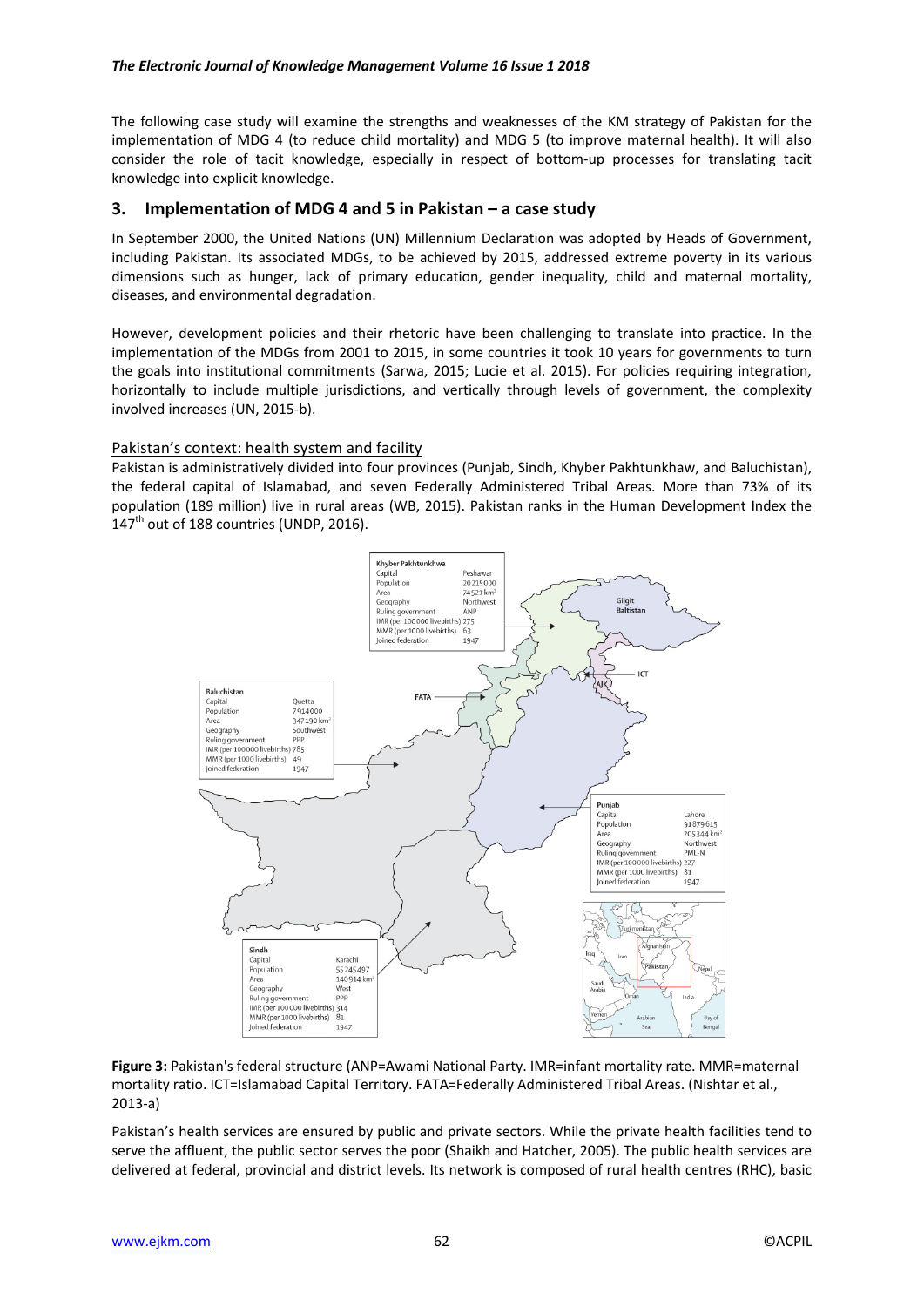The following case study will examine the strengths and weaknesses of the KM strategy of Pakistan for the implementation of MDG 4 (to reduce child mortality) and MDG 5 (to improve maternal health). It will also consider the role of tacit knowledge, especially in respect of bottom-up processes for translating tacit knowledge into explicit knowledge.

## 3. Implementation of MDG 4 and 5 in Pakistan – a case study

In September 2000, the United Nations (UN) Millennium Declaration was adopted by Heads of Government, including Pakistan. Its associated MDGs, to be achieved by 2015, addressed extreme poverty in its various dimensions such as hunger, lack of primary education, gender inequality, child and maternal mortality, diseases, and environmental degradation.

However, development policies and their rhetoric have been challenging to translate into practice. In the implementation of the MDGs from 2001 to 2015, in some countries it took 10 years for governments to turn the goals into institutional commitments (Sarwa, 2015; Lucie et al. 2015). For policies requiring integration, horizontally to include multiple jurisdictions, and vertically through levels of government, the complexity involved increases (UN, 2015-b).

### Pakistan's context: health system and facility

Pakistan is administratively divided into four provinces (Punjab, Sindh, Khyber Pakhtunkhaw, and Baluchistan), the federal capital of Islamabad, and seven Federally Administered Tribal Areas. More than 73% of its population (189 million) live in rural areas (WB, 2015). Pakistan ranks in the Human Development Index the 147th out of 188 countries (UNDP, 2016).

| | Khyber Pakhtunkhwa | Baluchistan | Punjab | Sindh |
|---|---|---|---|---|
| Capital | Peshawar | Quetta | Lahore | Karachi |
| Population | 20215000 | 7914000 | 91879615 | 55245497 |
| Area | 74521 km² | 347190 km² | 205344 km² | 140914 km² |
| Geography | Northwest | Southwest | Northwest | West |
| Ruling government | ANP | PPP | PML-N | PPP |
| IMR (per 100000 livebirths) | 275 | 785 | 227 | 314 |
| MMR (per 1000 livebirths) | 63 | 49 | 81 | 81 |
| Joined federation | 1947 | 1947 | 1947 | 1947 |

**Figure 3:** Pakistan's federal structure (ANP=Awami National Party. IMR=infant mortality rate. MMR=maternal mortality ratio. ICT=Islamabad Capital Territory. FATA=Federally Administered Tribal Areas. (Nishtar et al., 2013-a)

Pakistan's health services are ensured by public and private sectors. While the private health facilities tend to serve the affluent, the public sector serves the poor (Shaikh and Hatcher, 2005). The public health services are delivered at federal, provincial and district levels. Its network is composed of rural health centres (RHC), basic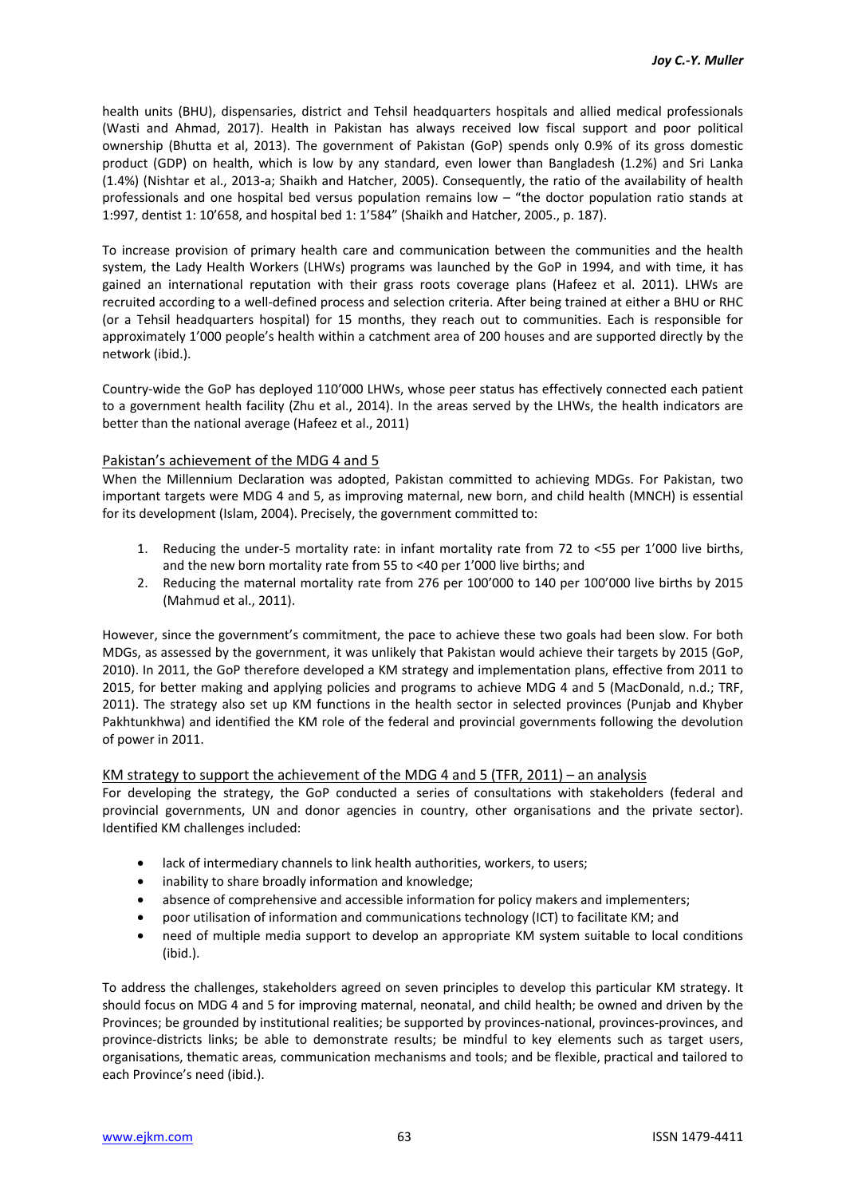health units (BHU), dispensaries, district and Tehsil headquarters hospitals and allied medical professionals (Wasti and Ahmad, 2017). Health in Pakistan has always received low fiscal support and poor political ownership (Bhutta et al, 2013). The government of Pakistan (GoP) spends only 0.9% of its gross domestic product (GDP) on health, which is low by any standard, even lower than Bangladesh (1.2%) and Sri Lanka (1.4%) (Nishtar et al., 2013-a; Shaikh and Hatcher, 2005). Consequently, the ratio of the availability of health professionals and one hospital bed versus population remains low – "the doctor population ratio stands at 1:997, dentist 1: 10'658, and hospital bed 1: 1'584" (Shaikh and Hatcher, 2005., p. 187).

To increase provision of primary health care and communication between the communities and the health system, the Lady Health Workers (LHWs) programs was launched by the GoP in 1994, and with time, it has gained an international reputation with their grass roots coverage plans (Hafeez et al. 2011). LHWs are recruited according to a well-defined process and selection criteria. After being trained at either a BHU or RHC (or a Tehsil headquarters hospital) for 15 months, they reach out to communities. Each is responsible for approximately 1'000 people's health within a catchment area of 200 houses and are supported directly by the network (ibid.).

Country-wide the GoP has deployed 110'000 LHWs, whose peer status has effectively connected each patient to a government health facility (Zhu et al., 2014). In the areas served by the LHWs, the health indicators are better than the national average (Hafeez et al., 2011)

## Pakistan's achievement of the MDG 4 and 5

When the Millennium Declaration was adopted, Pakistan committed to achieving MDGs. For Pakistan, two important targets were MDG 4 and 5, as improving maternal, new born, and child health (MNCH) is essential for its development (Islam, 2004). Precisely, the government committed to:

1. Reducing the under-5 mortality rate: in infant mortality rate from 72 to <55 per 1'000 live births, and the new born mortality rate from 55 to <40 per 1'000 live births; and
2. Reducing the maternal mortality rate from 276 per 100'000 to 140 per 100'000 live births by 2015 (Mahmud et al., 2011).

However, since the government's commitment, the pace to achieve these two goals had been slow. For both MDGs, as assessed by the government, it was unlikely that Pakistan would achieve their targets by 2015 (GoP, 2010). In 2011, the GoP therefore developed a KM strategy and implementation plans, effective from 2011 to 2015, for better making and applying policies and programs to achieve MDG 4 and 5 (MacDonald, n.d.; TRF, 2011). The strategy also set up KM functions in the health sector in selected provinces (Punjab and Khyber Pakhtunkhwa) and identified the KM role of the federal and provincial governments following the devolution of power in 2011.

## KM strategy to support the achievement of the MDG 4 and 5 (TFR, 2011) – an analysis

For developing the strategy, the GoP conducted a series of consultations with stakeholders (federal and provincial governments, UN and donor agencies in country, other organisations and the private sector). Identified KM challenges included:

- lack of intermediary channels to link health authorities, workers, to users;
- inability to share broadly information and knowledge;
- absence of comprehensive and accessible information for policy makers and implementers;
- poor utilisation of information and communications technology (ICT) to facilitate KM; and
- need of multiple media support to develop an appropriate KM system suitable to local conditions (ibid.).

To address the challenges, stakeholders agreed on seven principles to develop this particular KM strategy. It should focus on MDG 4 and 5 for improving maternal, neonatal, and child health; be owned and driven by the Provinces; be grounded by institutional realities; be supported by provinces-national, provinces-provinces, and province-districts links; be able to demonstrate results; be mindful to key elements such as target users, organisations, thematic areas, communication mechanisms and tools; and be flexible, practical and tailored to each Province's need (ibid.).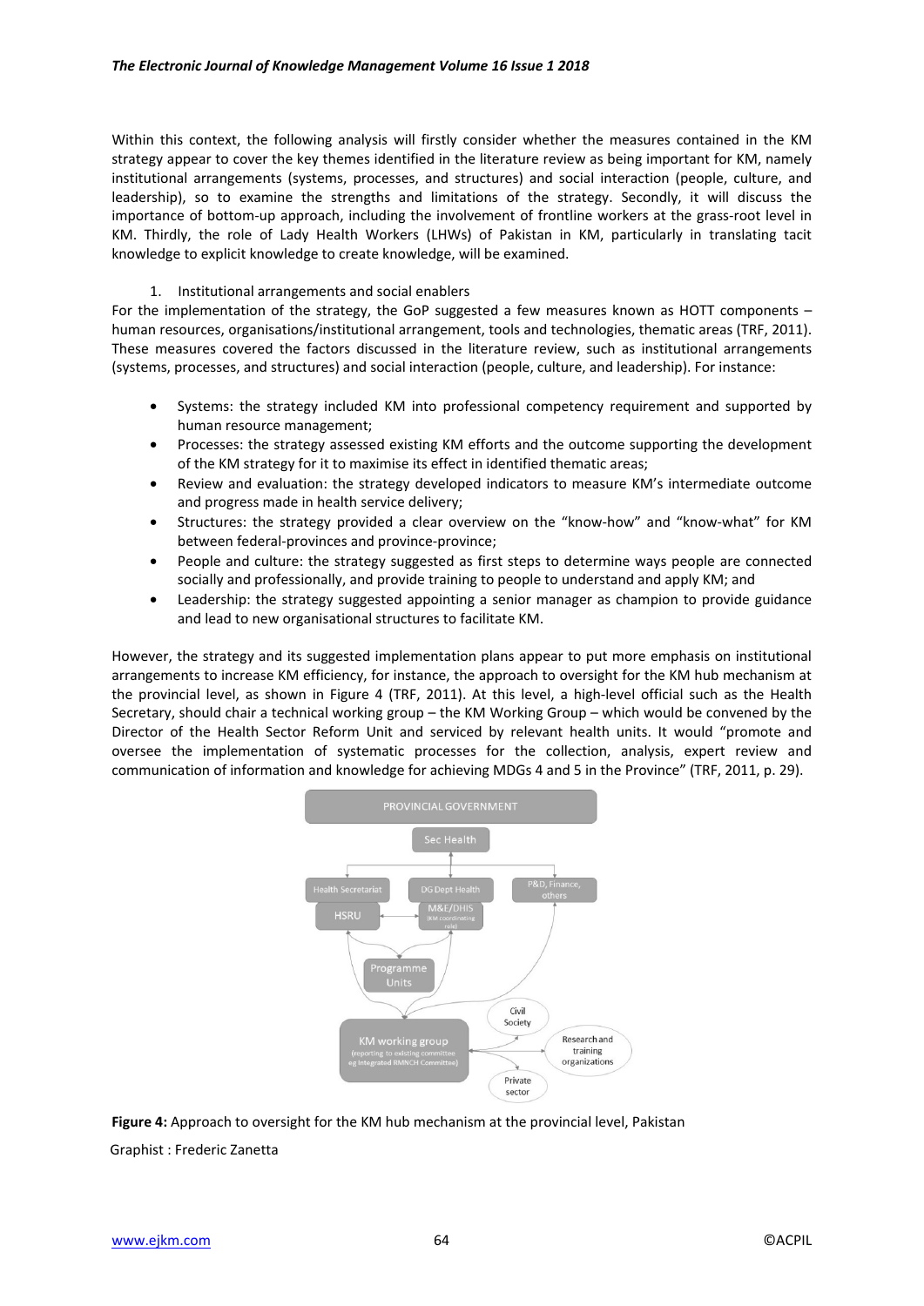Within this context, the following analysis will firstly consider whether the measures contained in the KM strategy appear to cover the key themes identified in the literature review as being important for KM, namely institutional arrangements (systems, processes, and structures) and social interaction (people, culture, and leadership), so to examine the strengths and limitations of the strategy. Secondly, it will discuss the importance of bottom-up approach, including the involvement of frontline workers at the grass-root level in KM. Thirdly, the role of Lady Health Workers (LHWs) of Pakistan in KM, particularly in translating tacit knowledge to explicit knowledge to create knowledge, will be examined.

1. Institutional arrangements and social enablers

For the implementation of the strategy, the GoP suggested a few measures known as HOTT components – human resources, organisations/institutional arrangement, tools and technologies, thematic areas (TRF, 2011). These measures covered the factors discussed in the literature review, such as institutional arrangements (systems, processes, and structures) and social interaction (people, culture, and leadership). For instance:

- Systems: the strategy included KM into professional competency requirement and supported by human resource management;
- Processes: the strategy assessed existing KM efforts and the outcome supporting the development of the KM strategy for it to maximise its effect in identified thematic areas;
- Review and evaluation: the strategy developed indicators to measure KM's intermediate outcome and progress made in health service delivery;
- Structures: the strategy provided a clear overview on the "know-how" and "know-what" for KM between federal-provinces and province-province;
- People and culture: the strategy suggested as first steps to determine ways people are connected socially and professionally, and provide training to people to understand and apply KM; and
- Leadership: the strategy suggested appointing a senior manager as champion to provide guidance and lead to new organisational structures to facilitate KM.

However, the strategy and its suggested implementation plans appear to put more emphasis on institutional arrangements to increase KM efficiency, for instance, the approach to oversight for the KM hub mechanism at the provincial level, as shown in Figure 4 (TRF, 2011). At this level, a high-level official such as the Health Secretary, should chair a technical working group – the KM Working Group – which would be convened by the Director of the Health Sector Reform Unit and serviced by relevant health units. It would "promote and oversee the implementation of systematic processes for the collection, analysis, expert review and communication of information and knowledge for achieving MDGs 4 and 5 in the Province" (TRF, 2011, p. 29).

**Figure 4:** Approach to oversight for the KM hub mechanism at the provincial level, Pakistan

Graphist : Frederic Zanetta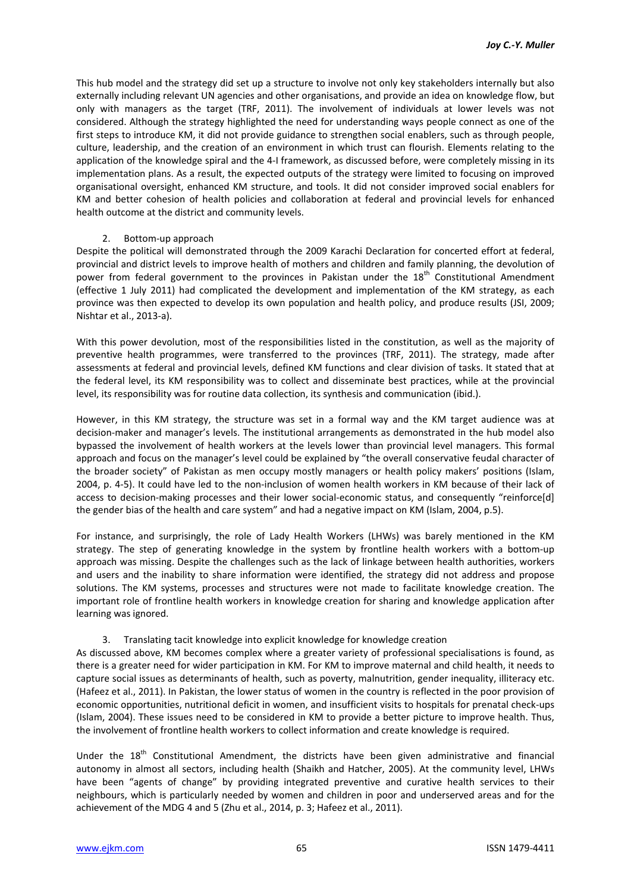This hub model and the strategy did set up a structure to involve not only key stakeholders internally but also externally including relevant UN agencies and other organisations, and provide an idea on knowledge flow, but only with managers as the target (TRF, 2011). The involvement of individuals at lower levels was not considered. Although the strategy highlighted the need for understanding ways people connect as one of the first steps to introduce KM, it did not provide guidance to strengthen social enablers, such as through people, culture, leadership, and the creation of an environment in which trust can flourish. Elements relating to the application of the knowledge spiral and the 4-I framework, as discussed before, were completely missing in its implementation plans. As a result, the expected outputs of the strategy were limited to focusing on improved organisational oversight, enhanced KM structure, and tools. It did not consider improved social enablers for KM and better cohesion of health policies and collaboration at federal and provincial levels for enhanced health outcome at the district and community levels.

2. Bottom-up approach

Despite the political will demonstrated through the 2009 Karachi Declaration for concerted effort at federal, provincial and district levels to improve health of mothers and children and family planning, the devolution of power from federal government to the provinces in Pakistan under the 18th Constitutional Amendment (effective 1 July 2011) had complicated the development and implementation of the KM strategy, as each province was then expected to develop its own population and health policy, and produce results (JSI, 2009; Nishtar et al., 2013-a).

With this power devolution, most of the responsibilities listed in the constitution, as well as the majority of preventive health programmes, were transferred to the provinces (TRF, 2011). The strategy, made after assessments at federal and provincial levels, defined KM functions and clear division of tasks. It stated that at the federal level, its KM responsibility was to collect and disseminate best practices, while at the provincial level, its responsibility was for routine data collection, its synthesis and communication (ibid.).

However, in this KM strategy, the structure was set in a formal way and the KM target audience was at decision-maker and manager's levels. The institutional arrangements as demonstrated in the hub model also bypassed the involvement of health workers at the levels lower than provincial level managers. This formal approach and focus on the manager's level could be explained by "the overall conservative feudal character of the broader society" of Pakistan as men occupy mostly managers or health policy makers' positions (Islam, 2004, p. 4-5). It could have led to the non-inclusion of women health workers in KM because of their lack of access to decision-making processes and their lower social-economic status, and consequently "reinforce[d] the gender bias of the health and care system" and had a negative impact on KM (Islam, 2004, p.5).

For instance, and surprisingly, the role of Lady Health Workers (LHWs) was barely mentioned in the KM strategy. The step of generating knowledge in the system by frontline health workers with a bottom-up approach was missing. Despite the challenges such as the lack of linkage between health authorities, workers and users and the inability to share information were identified, the strategy did not address and propose solutions. The KM systems, processes and structures were not made to facilitate knowledge creation. The important role of frontline health workers in knowledge creation for sharing and knowledge application after learning was ignored.

3. Translating tacit knowledge into explicit knowledge for knowledge creation

As discussed above, KM becomes complex where a greater variety of professional specialisations is found, as there is a greater need for wider participation in KM. For KM to improve maternal and child health, it needs to capture social issues as determinants of health, such as poverty, malnutrition, gender inequality, illiteracy etc. (Hafeez et al., 2011). In Pakistan, the lower status of women in the country is reflected in the poor provision of economic opportunities, nutritional deficit in women, and insufficient visits to hospitals for prenatal check-ups (Islam, 2004). These issues need to be considered in KM to provide a better picture to improve health. Thus, the involvement of frontline health workers to collect information and create knowledge is required.

Under the 18th Constitutional Amendment, the districts have been given administrative and financial autonomy in almost all sectors, including health (Shaikh and Hatcher, 2005). At the community level, LHWs have been "agents of change" by providing integrated preventive and curative health services to their neighbours, which is particularly needed by women and children in poor and underserved areas and for the achievement of the MDG 4 and 5 (Zhu et al., 2014, p. 3; Hafeez et al., 2011).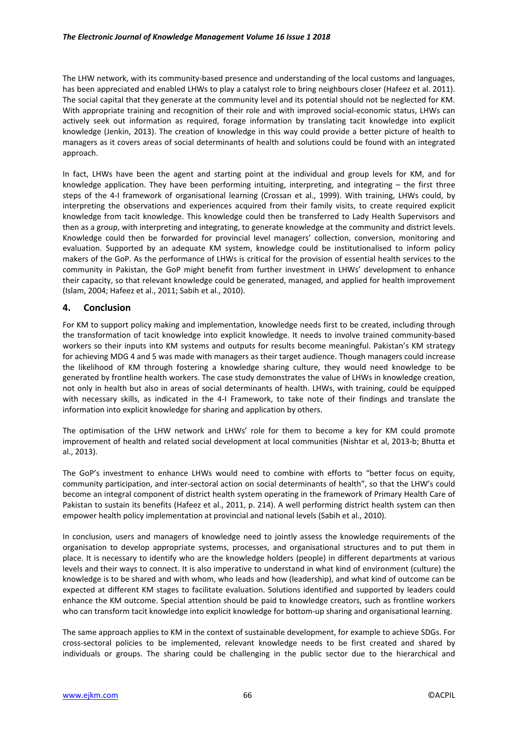The LHW network, with its community-based presence and understanding of the local customs and languages, has been appreciated and enabled LHWs to play a catalyst role to bring neighbours closer (Hafeez et al. 2011). The social capital that they generate at the community level and its potential should not be neglected for KM. With appropriate training and recognition of their role and with improved social-economic status, LHWs can actively seek out information as required, forage information by translating tacit knowledge into explicit knowledge (Jenkin, 2013). The creation of knowledge in this way could provide a better picture of health to managers as it covers areas of social determinants of health and solutions could be found with an integrated approach.

In fact, LHWs have been the agent and starting point at the individual and group levels for KM, and for knowledge application. They have been performing intuiting, interpreting, and integrating – the first three steps of the 4-I framework of organisational learning (Crossan et al., 1999). With training, LHWs could, by interpreting the observations and experiences acquired from their family visits, to create required explicit knowledge from tacit knowledge. This knowledge could then be transferred to Lady Health Supervisors and then as a group, with interpreting and integrating, to generate knowledge at the community and district levels. Knowledge could then be forwarded for provincial level managers' collection, conversion, monitoring and evaluation. Supported by an adequate KM system, knowledge could be institutionalised to inform policy makers of the GoP. As the performance of LHWs is critical for the provision of essential health services to the community in Pakistan, the GoP might benefit from further investment in LHWs' development to enhance their capacity, so that relevant knowledge could be generated, managed, and applied for health improvement (Islam, 2004; Hafeez et al., 2011; Sabih et al., 2010).

## 4. Conclusion

For KM to support policy making and implementation, knowledge needs first to be created, including through the transformation of tacit knowledge into explicit knowledge. It needs to involve trained community-based workers so their inputs into KM systems and outputs for results become meaningful. Pakistan's KM strategy for achieving MDG 4 and 5 was made with managers as their target audience. Though managers could increase the likelihood of KM through fostering a knowledge sharing culture, they would need knowledge to be generated by frontline health workers. The case study demonstrates the value of LHWs in knowledge creation, not only in health but also in areas of social determinants of health. LHWs, with training, could be equipped with necessary skills, as indicated in the 4-I Framework, to take note of their findings and translate the information into explicit knowledge for sharing and application by others.

The optimisation of the LHW network and LHWs' role for them to become a key for KM could promote improvement of health and related social development at local communities (Nishtar et al, 2013-b; Bhutta et al., 2013).

The GoP's investment to enhance LHWs would need to combine with efforts to "better focus on equity, community participation, and inter-sectoral action on social determinants of health", so that the LHW's could become an integral component of district health system operating in the framework of Primary Health Care of Pakistan to sustain its benefits (Hafeez et al., 2011, p. 214). A well performing district health system can then empower health policy implementation at provincial and national levels (Sabih et al., 2010).

In conclusion, users and managers of knowledge need to jointly assess the knowledge requirements of the organisation to develop appropriate systems, processes, and organisational structures and to put them in place. It is necessary to identify who are the knowledge holders (people) in different departments at various levels and their ways to connect. It is also imperative to understand in what kind of environment (culture) the knowledge is to be shared and with whom, who leads and how (leadership), and what kind of outcome can be expected at different KM stages to facilitate evaluation. Solutions identified and supported by leaders could enhance the KM outcome. Special attention should be paid to knowledge creators, such as frontline workers who can transform tacit knowledge into explicit knowledge for bottom-up sharing and organisational learning.

The same approach applies to KM in the context of sustainable development, for example to achieve SDGs. For cross-sectoral policies to be implemented, relevant knowledge needs to be first created and shared by individuals or groups. The sharing could be challenging in the public sector due to the hierarchical and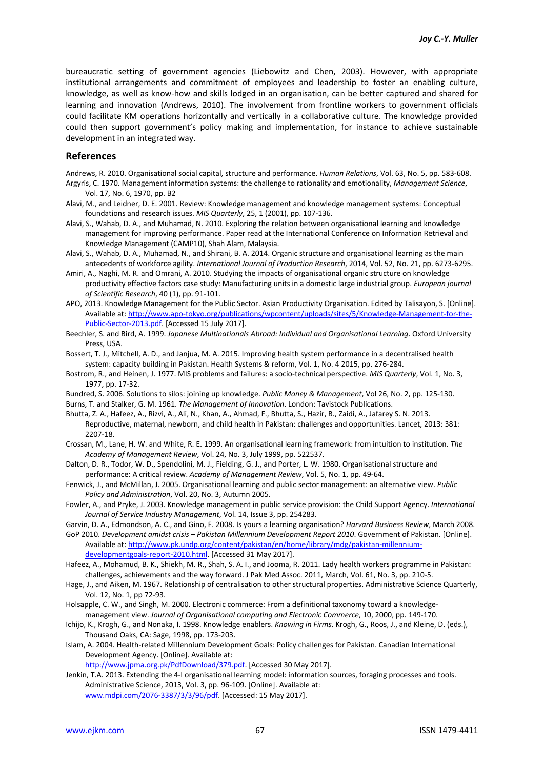bureaucratic setting of government agencies (Liebowitz and Chen, 2003). However, with appropriate institutional arrangements and commitment of employees and leadership to foster an enabling culture, knowledge, as well as know-how and skills lodged in an organisation, can be better captured and shared for learning and innovation (Andrews, 2010). The involvement from frontline workers to government officials could facilitate KM operations horizontally and vertically in a collaborative culture. The knowledge provided could then support government's policy making and implementation, for instance to achieve sustainable development in an integrated way.

## References

Andrews, R. 2010. Organisational social capital, structure and performance. *Human Relations*, Vol. 63, No. 5, pp. 583-608.

Argyris, C. 1970. Management information systems: the challenge to rationality and emotionality, *Management Science*, Vol. 17, No. 6, 1970, pp. B2

Alavi, M., and Leidner, D. E. 2001. Review: Knowledge management and knowledge management systems: Conceptual foundations and research issues. *MIS Quarterly*, 25, 1 (2001), pp. 107-136.

Alavi, S., Wahab, D. A., and Muhamad, N. 2010. Exploring the relation between organisational learning and knowledge management for improving performance. Paper read at the International Conference on Information Retrieval and Knowledge Management (CAMP10), Shah Alam, Malaysia.

Alavi, S., Wahab, D. A., Muhamad, N., and Shirani, B. A. 2014. Organic structure and organisational learning as the main antecedents of workforce agility. *International Journal of Production Research*, 2014, Vol. 52, No. 21, pp. 6273-6295.

Amiri, A., Naghi, M. R. and Omrani, A. 2010. Studying the impacts of organisational organic structure on knowledge productivity effective factors case study: Manufacturing units in a domestic large industrial group. *European journal of Scientific Research*, 40 (1), pp. 91-101.

APO, 2013. Knowledge Management for the Public Sector. Asian Productivity Organisation. Edited by Talisayon, S. [Online]. Available at: http://www.apo-tokyo.org/publications/wpcontent/uploads/sites/5/Knowledge-Management-for-the-Public-Sector-2013.pdf. [Accessed 15 July 2017].

Beechler, S. and Bird, A. 1999. *Japanese Multinationals Abroad: Individual and Organisational Learning*. Oxford University Press, USA.

Bossert, T. J., Mitchell, A. D., and Janjua, M. A. 2015. Improving health system performance in a decentralised health system: capacity building in Pakistan. Health Systems & reform, Vol. 1, No. 4 2015, pp. 276-284.

Bostrom, R., and Heinen, J. 1977. MIS problems and failures: a socio-technical perspective. *MIS Quarterly*, Vol. 1, No. 3, 1977, pp. 17-32.

Bundred, S. 2006. Solutions to silos: joining up knowledge. *Public Money & Management*, Vol 26, No. 2, pp. 125-130.

Burns, T. and Stalker, G. M. 1961. *The Management of Innovation*. London: Tavistock Publications.

Bhutta, Z. A., Hafeez, A., Rizvi, A., Ali, N., Khan, A., Ahmad, F., Bhutta, S., Hazir, B., Zaidi, A., Jafarey S. N. 2013. Reproductive, maternal, newborn, and child health in Pakistan: challenges and opportunities. Lancet, 2013: 381: 2207-18.

Crossan, M., Lane, H. W. and White, R. E. 1999. An organisational learning framework: from intuition to institution. *The Academy of Management Review*, Vol. 24, No. 3, July 1999, pp. 522537.

Dalton, D. R., Todor, W. D., Spendolini, M. J., Fielding, G. J., and Porter, L. W. 1980. Organisational structure and performance: A critical review. *Academy of Management Review*, Vol. 5, No. 1, pp. 49-64.

Fenwick, J., and McMillan, J. 2005. Organisational learning and public sector management: an alternative view. *Public Policy and Administration*, Vol. 20, No. 3, Autumn 2005.

Fowler, A., and Pryke, J. 2003. Knowledge management in public service provision: the Child Support Agency. *International Journal of Service Industry Management*, Vol. 14, Issue 3, pp. 254283.

Garvin, D. A., Edmondson, A. C., and Gino, F. 2008. Is yours a learning organisation? *Harvard Business Review*, March 2008.

GoP 2010. *Development amidst crisis – Pakistan Millennium Development Report 2010*. Government of Pakistan. [Online]. Available at: http://www.pk.undp.org/content/pakistan/en/home/library/mdg/pakistan-millennium-developmentgoals-report-2010.html. [Accessed 31 May 2017].

Hafeez, A., Mohamud, B. K., Shiekh, M. R., Shah, S. A. I., and Jooma, R. 2011. Lady health workers programme in Pakistan: challenges, achievements and the way forward. J Pak Med Assoc. 2011, March, Vol. 61, No. 3, pp. 210-5.

Hage, J., and Aiken, M. 1967. Relationship of centralisation to other structural properties. Administrative Science Quarterly, Vol. 12, No. 1, pp 72-93.

Holsapple, C. W., and Singh, M. 2000. Electronic commerce: From a definitional taxonomy toward a knowledge-management view. *Journal of Organisational computing and Electronic Commerce*, 10, 2000, pp. 149-170.

Ichijo, K., Krogh, G., and Nonaka, I. 1998. Knowledge enablers. *Knowing in Firms*. Krogh, G., Roos, J., and Kleine, D. (eds.), Thousand Oaks, CA: Sage, 1998, pp. 173-203.

Islam, A. 2004. Health-related Millennium Development Goals: Policy challenges for Pakistan. Canadian International Development Agency. [Online]. Available at: http://www.jpma.org.pk/PdfDownload/379.pdf. [Accessed 30 May 2017].

Jenkin, T.A. 2013. Extending the 4-I organisational learning model: information sources, foraging processes and tools. Administrative Science, 2013, Vol. 3, pp. 96-109. [Online]. Available at: www.mdpi.com/2076-3387/3/3/96/pdf. [Accessed: 15 May 2017].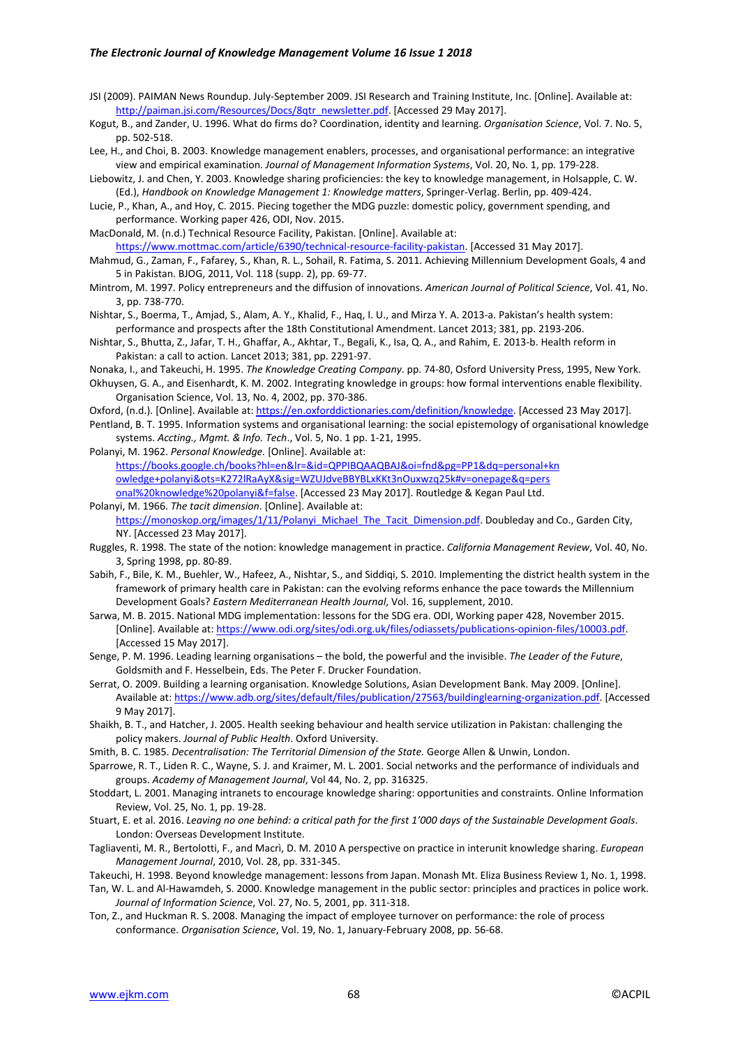JSI (2009). PAIMAN News Roundup. July-September 2009. JSI Research and Training Institute, Inc. [Online]. Available at: http://paiman.jsi.com/Resources/Docs/8qtr_newsletter.pdf. [Accessed 29 May 2017].

Kogut, B., and Zander, U. 1996. What do firms do? Coordination, identity and learning. *Organisation Science*, Vol. 7. No. 5, pp. 502-518.

Lee, H., and Choi, B. 2003. Knowledge management enablers, processes, and organisational performance: an integrative view and empirical examination. *Journal of Management Information Systems*, Vol. 20, No. 1, pp. 179-228.

Liebowitz, J. and Chen, Y. 2003. Knowledge sharing proficiencies: the key to knowledge management, in Holsapple, C. W. (Ed.), *Handbook on Knowledge Management 1: Knowledge matters*, Springer-Verlag. Berlin, pp. 409-424.

Lucie, P., Khan, A., and Hoy, C. 2015. Piecing together the MDG puzzle: domestic policy, government spending, and performance. Working paper 426, ODI, Nov. 2015.

MacDonald, M. (n.d.) Technical Resource Facility, Pakistan. [Online]. Available at: https://www.mottmac.com/article/6390/technical-resource-facility-pakistan. [Accessed 31 May 2017].

Mahmud, G., Zaman, F., Fafarey, S., Khan, R. L., Sohail, R. Fatima, S. 2011. Achieving Millennium Development Goals, 4 and 5 in Pakistan. BJOG, 2011, Vol. 118 (supp. 2), pp. 69-77.

Mintrom, M. 1997. Policy entrepreneurs and the diffusion of innovations. *American Journal of Political Science*, Vol. 41, No. 3, pp. 738-770.

Nishtar, S., Boerma, T., Amjad, S., Alam, A. Y., Khalid, F., Haq, I. U., and Mirza Y. A. 2013-a. Pakistan's health system: performance and prospects after the 18th Constitutional Amendment. Lancet 2013; 381, pp. 2193-206.

Nishtar, S., Bhutta, Z., Jafar, T. H., Ghaffar, A., Akhtar, T., Begali, K., Isa, Q. A., and Rahim, E. 2013-b. Health reform in Pakistan: a call to action. Lancet 2013; 381, pp. 2291-97.

Nonaka, I., and Takeuchi, H. 1995. *The Knowledge Creating Company*. pp. 74-80, Osford University Press, 1995, New York.

Okhuysen, G. A., and Eisenhardt, K. M. 2002. Integrating knowledge in groups: how formal interventions enable flexibility. Organisation Science, Vol. 13, No. 4, 2002, pp. 370-386.

Oxford, (n.d.). [Online]. Available at: https://en.oxforddictionaries.com/definition/knowledge. [Accessed 23 May 2017].

Pentland, B. T. 1995. Information systems and organisational learning: the social epistemology of organisational knowledge systems. *Accting., Mgmt. & Info. Tech*., Vol. 5, No. 1 pp. 1-21, 1995.

Polanyi, M. 1962. *Personal Knowledge.* [Online]. Available at: https://books.google.ch/books?hl=en&lr=&id=QPPIBQAAQBAJ&oi=fnd&pg=PP1&dq=personal+knowledge+polanyi&ots=K272lRaAyX&sig=WZUJdveBBYBLxKKt3nOuxwzq25k#v=onepage&q=personal%20knowledge%20polanyi&f=false. [Accessed 23 May 2017]. Routledge & Kegan Paul Ltd.

Polanyi, M. 1966. *The tacit dimension*. [Online]. Available at: https://monoskop.org/images/1/11/Polanyi_Michael_The_Tacit_Dimension.pdf. Doubleday and Co., Garden City, NY. [Accessed 23 May 2017].

Ruggles, R. 1998. The state of the notion: knowledge management in practice. *California Management Review*, Vol. 40, No. 3, Spring 1998, pp. 80-89.

Sabih, F., Bile, K. M., Buehler, W., Hafeez, A., Nishtar, S., and Siddiqi, S. 2010. Implementing the district health system in the framework of primary health care in Pakistan: can the evolving reforms enhance the pace towards the Millennium Development Goals? *Eastern Mediterranean Health Journal*, Vol. 16, supplement, 2010.

Sarwa, M. B. 2015. National MDG implementation: lessons for the SDG era. ODI, Working paper 428, November 2015. [Online]. Available at: https://www.odi.org/sites/odi.org.uk/files/odiassets/publications-opinion-files/10003.pdf. [Accessed 15 May 2017].

Senge, P. M. 1996. Leading learning organisations – the bold, the powerful and the invisible. *The Leader of the Future*, Goldsmith and F. Hesselbein, Eds. The Peter F. Drucker Foundation.

Serrat, O. 2009. Building a learning organisation. Knowledge Solutions, Asian Development Bank. May 2009. [Online]. Available at: https://www.adb.org/sites/default/files/publication/27563/buildinglearning-organization.pdf. [Accessed 9 May 2017].

Shaikh, B. T., and Hatcher, J. 2005. Health seeking behaviour and health service utilization in Pakistan: challenging the policy makers. *Journal of Public Health*. Oxford University.

Smith, B. C. 1985. *Decentralisation: The Territorial Dimension of the State.* George Allen & Unwin, London.

Sparrowe, R. T., Liden R. C., Wayne, S. J. and Kraimer, M. L. 2001. Social networks and the performance of individuals and groups. *Academy of Management Journal*, Vol 44, No. 2, pp. 316325.

Stoddart, L. 2001. Managing intranets to encourage knowledge sharing: opportunities and constraints. Online Information Review, Vol. 25, No. 1, pp. 19-28.

Stuart, E. et al. 2016. *Leaving no one behind: a critical path for the first 1'000 days of the Sustainable Development Goals*. London: Overseas Development Institute.

Tagliaventi, M. R., Bertolotti, F., and Macrì, D. M. 2010 A perspective on practice in interunit knowledge sharing. *European Management Journal*, 2010, Vol. 28, pp. 331-345.

Takeuchi, H. 1998. Beyond knowledge management: lessons from Japan. Monash Mt. Eliza Business Review 1, No. 1, 1998.

Tan, W. L. and Al-Hawamdeh, S. 2000. Knowledge management in the public sector: principles and practices in police work. *Journal of Information Science*, Vol. 27, No. 5, 2001, pp. 311-318.

Ton, Z., and Huckman R. S. 2008. Managing the impact of employee turnover on performance: the role of process conformance. *Organisation Science*, Vol. 19, No. 1, January-February 2008, pp. 56-68.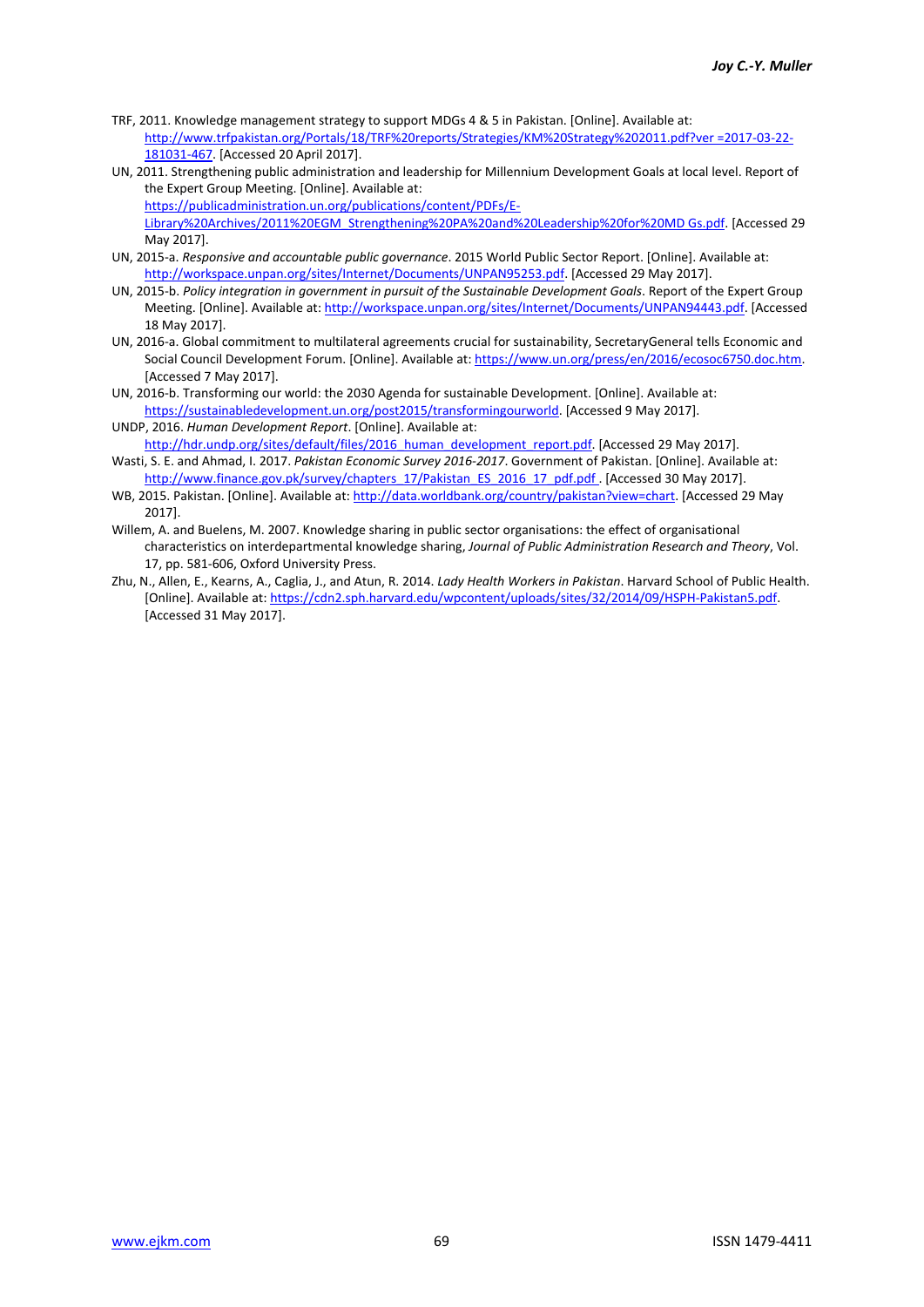TRF, 2011. Knowledge management strategy to support MDGs 4 & 5 in Pakistan. [Online]. Available at: http://www.trfpakistan.org/Portals/18/TRF%20reports/Strategies/KM%20Strategy%202011.pdf?ver =2017-03-22-181031-467. [Accessed 20 April 2017].

UN, 2011. Strengthening public administration and leadership for Millennium Development Goals at local level. Report of the Expert Group Meeting. [Online]. Available at: https://publicadministration.un.org/publications/content/PDFs/E-Library%20Archives/2011%20EGM_Strengthening%20PA%20and%20Leadership%20for%20MD Gs.pdf. [Accessed 29 May 2017].

UN, 2015-a. *Responsive and accountable public governance*. 2015 World Public Sector Report. [Online]. Available at: http://workspace.unpan.org/sites/Internet/Documents/UNPAN95253.pdf. [Accessed 29 May 2017].

UN, 2015-b. *Policy integration in government in pursuit of the Sustainable Development Goals*. Report of the Expert Group Meeting. [Online]. Available at: http://workspace.unpan.org/sites/Internet/Documents/UNPAN94443.pdf. [Accessed 18 May 2017].

UN, 2016-a. Global commitment to multilateral agreements crucial for sustainability, SecretaryGeneral tells Economic and Social Council Development Forum. [Online]. Available at: https://www.un.org/press/en/2016/ecosoc6750.doc.htm. [Accessed 7 May 2017].

UN, 2016-b. Transforming our world: the 2030 Agenda for sustainable Development. [Online]. Available at: https://sustainabledevelopment.un.org/post2015/transformingourworld. [Accessed 9 May 2017].

UNDP, 2016. *Human Development Report*. [Online]. Available at: http://hdr.undp.org/sites/default/files/2016_human_development_report.pdf. [Accessed 29 May 2017].

Wasti, S. E. and Ahmad, I. 2017. *Pakistan Economic Survey 2016-2017*. Government of Pakistan. [Online]. Available at: http://www.finance.gov.pk/survey/chapters_17/Pakistan_ES_2016_17_pdf.pdf . [Accessed 30 May 2017].

WB, 2015. Pakistan. [Online]. Available at: http://data.worldbank.org/country/pakistan?view=chart. [Accessed 29 May 2017].

Willem, A. and Buelens, M. 2007. Knowledge sharing in public sector organisations: the effect of organisational characteristics on interdepartmental knowledge sharing, *Journal of Public Administration Research and Theory*, Vol. 17, pp. 581-606, Oxford University Press.

Zhu, N., Allen, E., Kearns, A., Caglia, J., and Atun, R. 2014. *Lady Health Workers in Pakistan*. Harvard School of Public Health. [Online]. Available at: https://cdn2.sph.harvard.edu/wpcontent/uploads/sites/32/2014/09/HSPH-Pakistan5.pdf. [Accessed 31 May 2017].